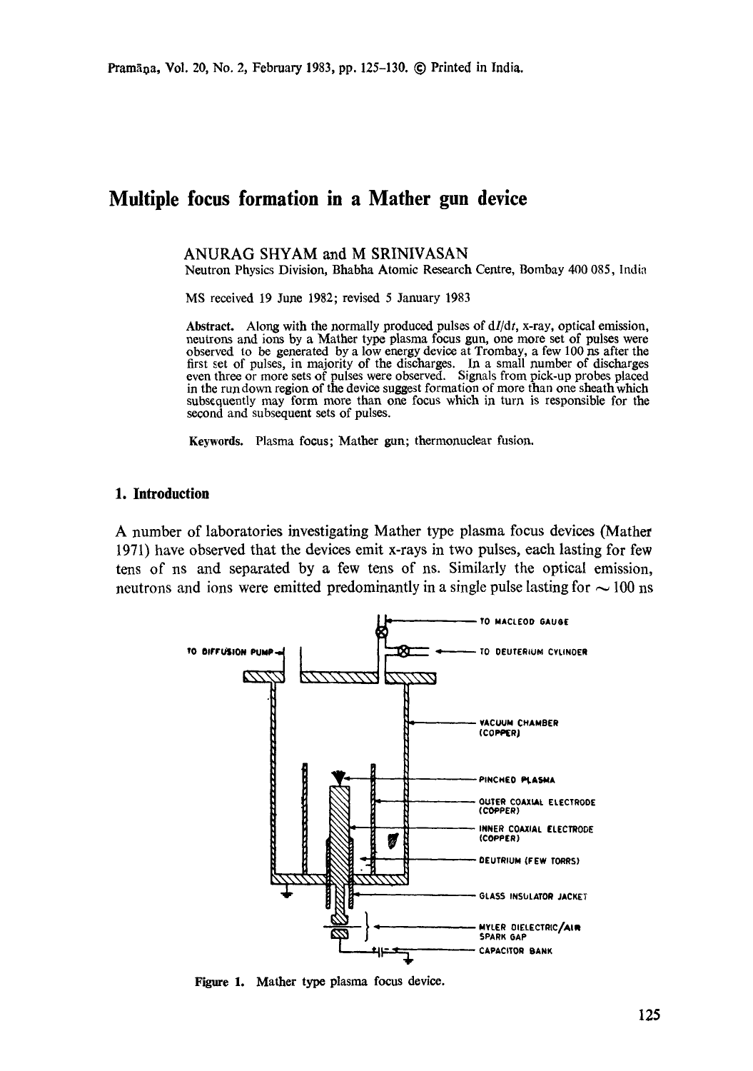# Multiple focus formation in a Mather gun device

ANURAG SHYAM and M SRINIVASAN

Neutron Physics Division, Bhabha Atomic Research Centre, Bombay 400 085, India

MS received 19 June 1982; revised 5 January 1983

**Abstract.** Along with the normally produced pulses of $dI/dt$, x-ray, optical emission, neutrons and ions by a Mather type plasma focus gun, one more set of pulses were observed to be generated by a low energy device at Trombay, a few 100 ns after the first set of pulses, in majority of the discharges. In a small number of discharges even three or more sets of pulses were observed. Signals from pick-up probes placed in the run down region of the device suggest formation of more than one sheath which subsequently may form more than one focus which in turn is responsible for the second and subsequent sets of pulses.

**Keywords.** Plasma focus; Mather gun; thermonuclear fusion.

## 1. Introduction

A number of laboratories investigating Mather type plasma focus devices (Mather 1971) have observed that the devices emit x-rays in two pulses, each lasting for few tens of ns and separated by a few tens of ns. Similarly the optical emission, neutrons and ions were emitted predominantly in a single pulse lasting for $\sim 100$ ns

TO MACLEOD GAUGE

TO DIFFUSION PUMP

TO DEUTERIUM CYLINDER

VACUUM CHAMBER (COPPER)

PINCHED PLASMA

OUTER COAXIAL ELECTRODE (COPPER)

INNER COAXIAL ELECTRODE (COPPER)

DEUTRIUM (FEW TORRS)

GLASS INSULATOR JACKET

MYLER DIELECTRIC/AIR SPARK GAP

CAPACITOR BANK

Figure 1. Mather type plasma focus device.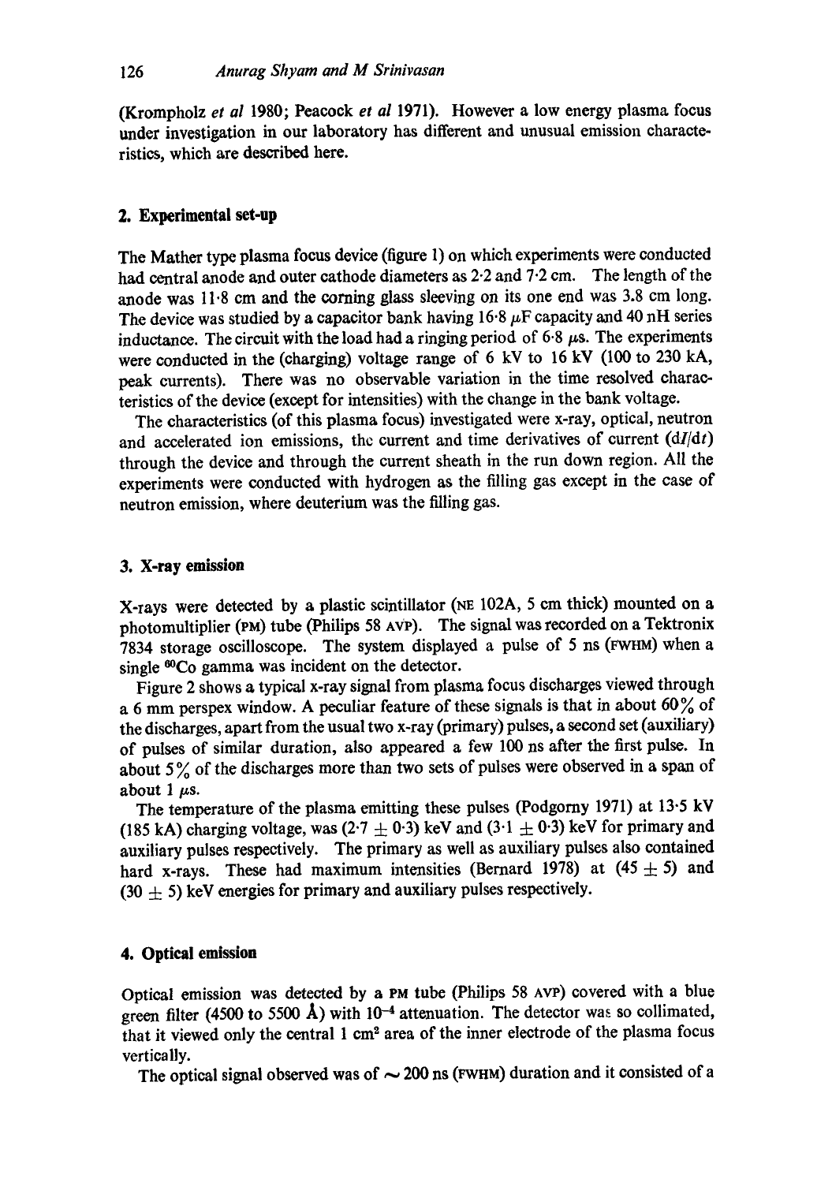(Krompholz *et al* 1980; Peacock *et al* 1971). However a low energy plasma focus under investigation in our laboratory has different and unusual emission characteristics, which are described here.

## 2. Experimental set-up

The Mather type plasma focus device (figure 1) on which experiments were conducted had central anode and outer cathode diameters as 2·2 and 7·2 cm. The length of the anode was 11·8 cm and the corning glass sleeving on its one end was 3.8 cm long. The device was studied by a capacitor bank having 16·8 $\mu$F capacity and 40 nH series inductance. The circuit with the load had a ringing period of 6·8 $\mu$s. The experiments were conducted in the (charging) voltage range of 6 kV to 16 kV (100 to 230 kA, peak currents). There was no observable variation in the time resolved characteristics of the device (except for intensities) with the change in the bank voltage.

The characteristics (of this plasma focus) investigated were x-ray, optical, neutron and accelerated ion emissions, the current and time derivatives of current ($dI/dt$) through the device and through the current sheath in the run down region. All the experiments were conducted with hydrogen as the filling gas except in the case of neutron emission, where deuterium was the filling gas.

## 3. X-ray emission

X-rays were detected by a plastic scintillator (NE 102A, 5 cm thick) mounted on a photomultiplier (PM) tube (Philips 58 AVP). The signal was recorded on a Tektronix 7834 storage oscilloscope. The system displayed a pulse of 5 ns (FWHM) when a single $^{60}$Co gamma was incident on the detector.

Figure 2 shows a typical x-ray signal from plasma focus discharges viewed through a 6 mm perspex window. A peculiar feature of these signals is that in about 60% of the discharges, apart from the usual two x-ray (primary) pulses, a second set (auxiliary) of pulses of similar duration, also appeared a few 100 ns after the first pulse. In about 5% of the discharges more than two sets of pulses were observed in a span of about 1 $\mu$s.

The temperature of the plasma emitting these pulses (Podgorny 1971) at 13·5 kV (185 kA) charging voltage, was (2·7 $\pm$ 0·3) keV and (3·1 $\pm$ 0·3) keV for primary and auxiliary pulses respectively. The primary as well as auxiliary pulses also contained hard x-rays. These had maximum intensities (Bernard 1978) at (45 $\pm$ 5) and (30 $\pm$ 5) keV energies for primary and auxiliary pulses respectively.

## 4. Optical emission

Optical emission was detected by a PM tube (Philips 58 AVP) covered with a blue green filter (4500 to 5500 Å) with $10^{-4}$ attenuation. The detector was so collimated, that it viewed only the central 1 cm$^2$ area of the inner electrode of the plasma focus vertically.

The optical signal observed was of $\sim$ 200 ns (FWHM) duration and it consisted of a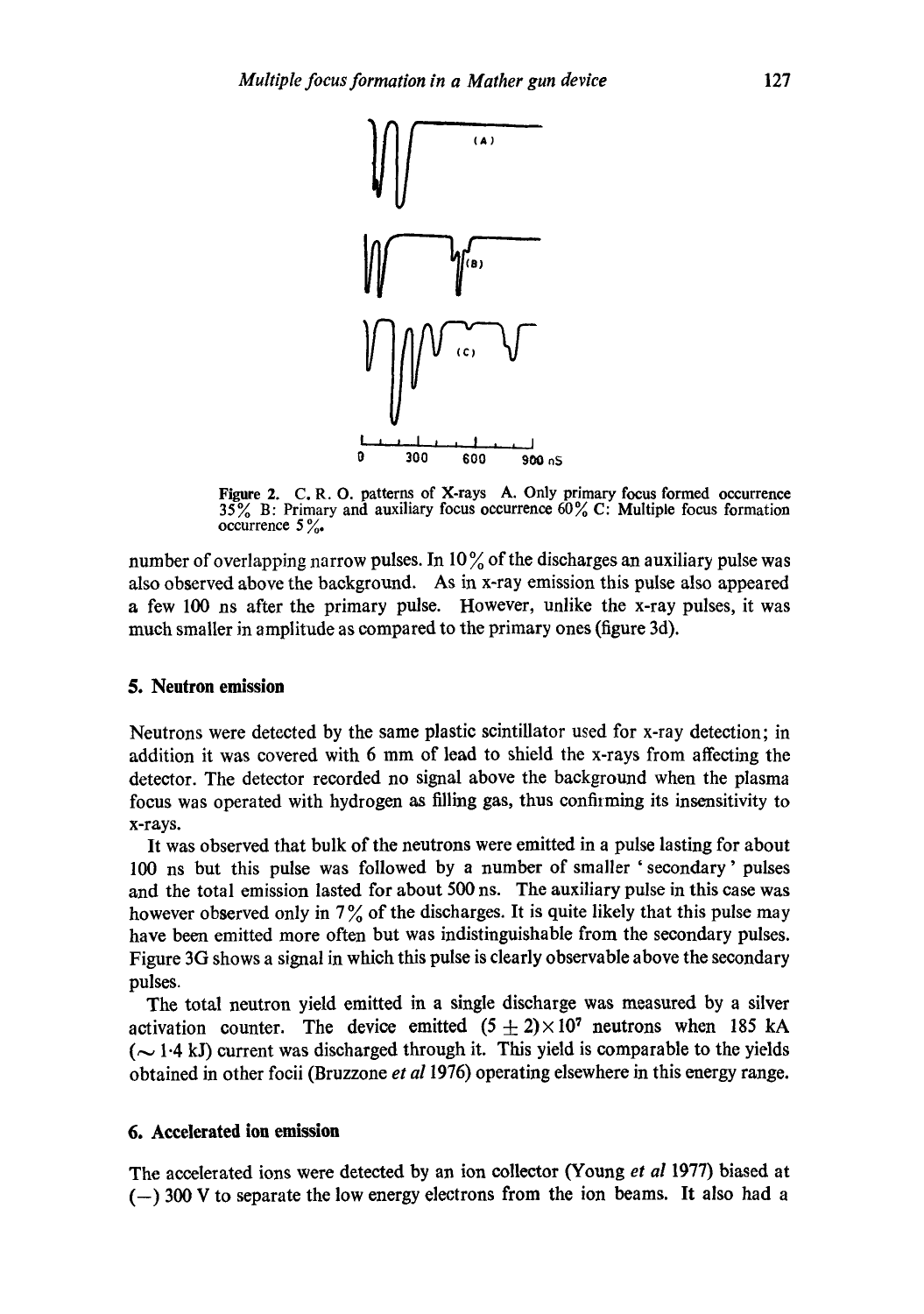Figure 2. C. R. O. patterns of X-rays A. Only primary focus formed occurrence 35% B: Primary and auxiliary focus occurrence 60% C: Multiple focus formation occurrence 5%.

number of overlapping narrow pulses. In 10% of the discharges an auxiliary pulse was also observed above the background. As in x-ray emission this pulse also appeared a few 100 ns after the primary pulse. However, unlike the x-ray pulses, it was much smaller in amplitude as compared to the primary ones (figure 3d).

## 5. Neutron emission

Neutrons were detected by the same plastic scintillator used for x-ray detection; in addition it was covered with 6 mm of lead to shield the x-rays from affecting the detector. The detector recorded no signal above the background when the plasma focus was operated with hydrogen as filling gas, thus confirming its insensitivity to x-rays.

It was observed that bulk of the neutrons were emitted in a pulse lasting for about 100 ns but this pulse was followed by a number of smaller 'secondary' pulses and the total emission lasted for about 500 ns. The auxiliary pulse in this case was however observed only in 7% of the discharges. It is quite likely that this pulse may have been emitted more often but was indistinguishable from the secondary pulses. Figure 3G shows a signal in which this pulse is clearly observable above the secondary pulses.

The total neutron yield emitted in a single discharge was measured by a silver activation counter. The device emitted $(5 \pm 2) \times 10^7$ neutrons when 185 kA ($\sim$ 1·4 kJ) current was discharged through it. This yield is comparable to the yields obtained in other focii (Bruzzone *et al* 1976) operating elsewhere in this energy range.

## 6. Accelerated ion emission

The accelerated ions were detected by an ion collector (Young *et al* 1977) biased at (−) 300 V to separate the low energy electrons from the ion beams. It also had a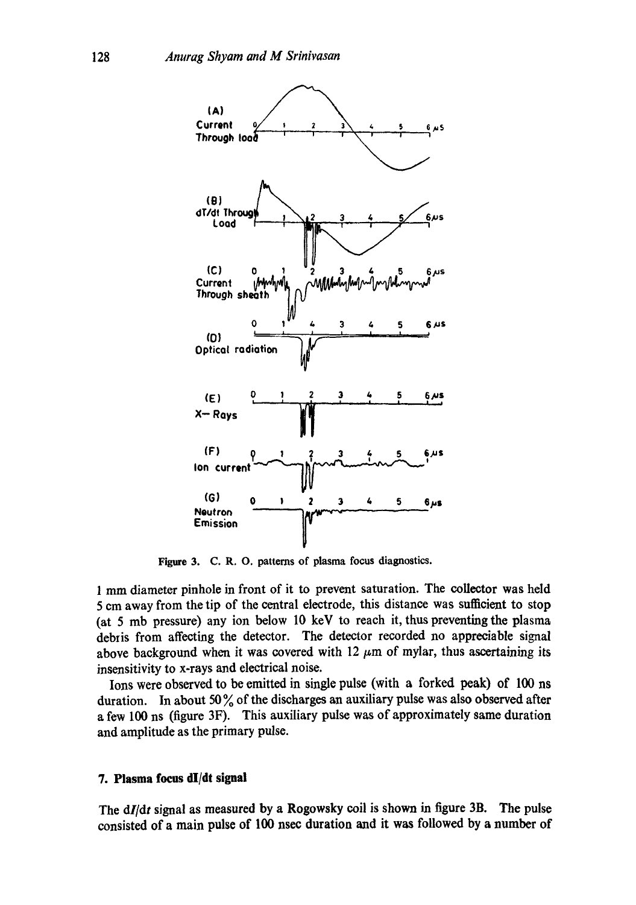Figure 3. C. R. O. patterns of plasma focus diagnostics.

1 mm diameter pinhole in front of it to prevent saturation. The collector was held 5 cm away from the tip of the central electrode, this distance was sufficient to stop (at 5 mb pressure) any ion below 10 keV to reach it, thus preventing the plasma debris from affecting the detector. The detector recorded no appreciable signal above background when it was covered with 12 $\mu$m of mylar, thus ascertaining its insensitivity to x-rays and electrical noise.

Ions were observed to be emitted in single pulse (with a forked peak) of 100 ns duration. In about 50% of the discharges an auxiliary pulse was also observed after a few 100 ns (figure 3F). This auxiliary pulse was of approximately same duration and amplitude as the primary pulse.

## 7. Plasma focus dI/dt signal

The $dI/dt$ signal as measured by a Rogowsky coil is shown in figure 3B. The pulse consisted of a main pulse of 100 nsec duration and it was followed by a number of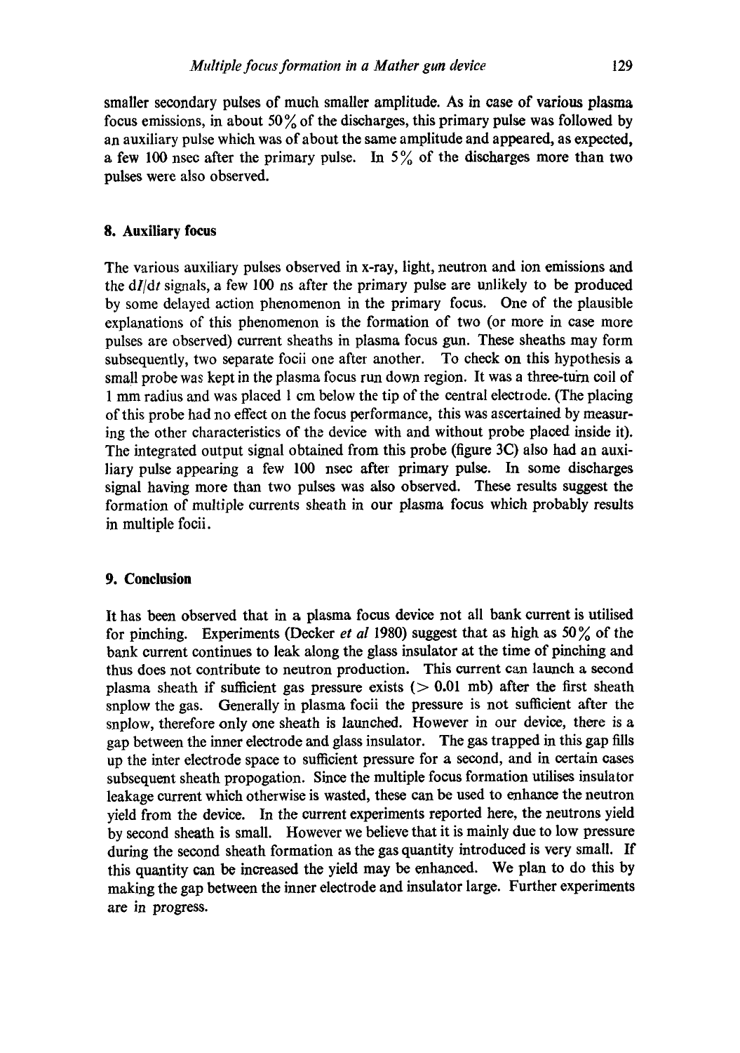smaller secondary pulses of much smaller amplitude. As in case of various plasma focus emissions, in about 50% of the discharges, this primary pulse was followed by an auxiliary pulse which was of about the same amplitude and appeared, as expected, a few 100 nsec after the primary pulse. In 5% of the discharges more than two pulses were also observed.

## 8. Auxiliary focus

The various auxiliary pulses observed in x-ray, light, neutron and ion emissions and the $dI/dt$ signals, a few 100 ns after the primary pulse are unlikely to be produced by some delayed action phenomenon in the primary focus. One of the plausible explanations of this phenomenon is the formation of two (or more in case more pulses are observed) current sheaths in plasma focus gun. These sheaths may form subsequently, two separate focii one after another. To check on this hypothesis a small probe was kept in the plasma focus run down region. It was a three-turn coil of 1 mm radius and was placed 1 cm below the tip of the central electrode. (The placing of this probe had no effect on the focus performance, this was ascertained by measuring the other characteristics of the device with and without probe placed inside it). The integrated output signal obtained from this probe (figure 3C) also had an auxiliary pulse appearing a few 100 nsec after primary pulse. In some discharges signal having more than two pulses was also observed. These results suggest the formation of multiple currents sheath in our plasma focus which probably results in multiple focii.

## 9. Conclusion

It has been observed that in a plasma focus device not all bank current is utilised for pinching. Experiments (Decker *et al* 1980) suggest that as high as 50% of the bank current continues to leak along the glass insulator at the time of pinching and thus does not contribute to neutron production. This current can launch a second plasma sheath if sufficient gas pressure exists ($> 0.01$ mb) after the first sheath snplow the gas. Generally in plasma focii the pressure is not sufficient after the snplow, therefore only one sheath is launched. However in our device, there is a gap between the inner electrode and glass insulator. The gas trapped in this gap fills up the inter electrode space to sufficient pressure for a second, and in certain cases subsequent sheath propogation. Since the multiple focus formation utilises insulator leakage current which otherwise is wasted, these can be used to enhance the neutron yield from the device. In the current experiments reported here, the neutrons yield by second sheath is small. However we believe that it is mainly due to low pressure during the second sheath formation as the gas quantity introduced is very small. If this quantity can be increased the yield may be enhanced. We plan to do this by making the gap between the inner electrode and insulator large. Further experiments are in progress.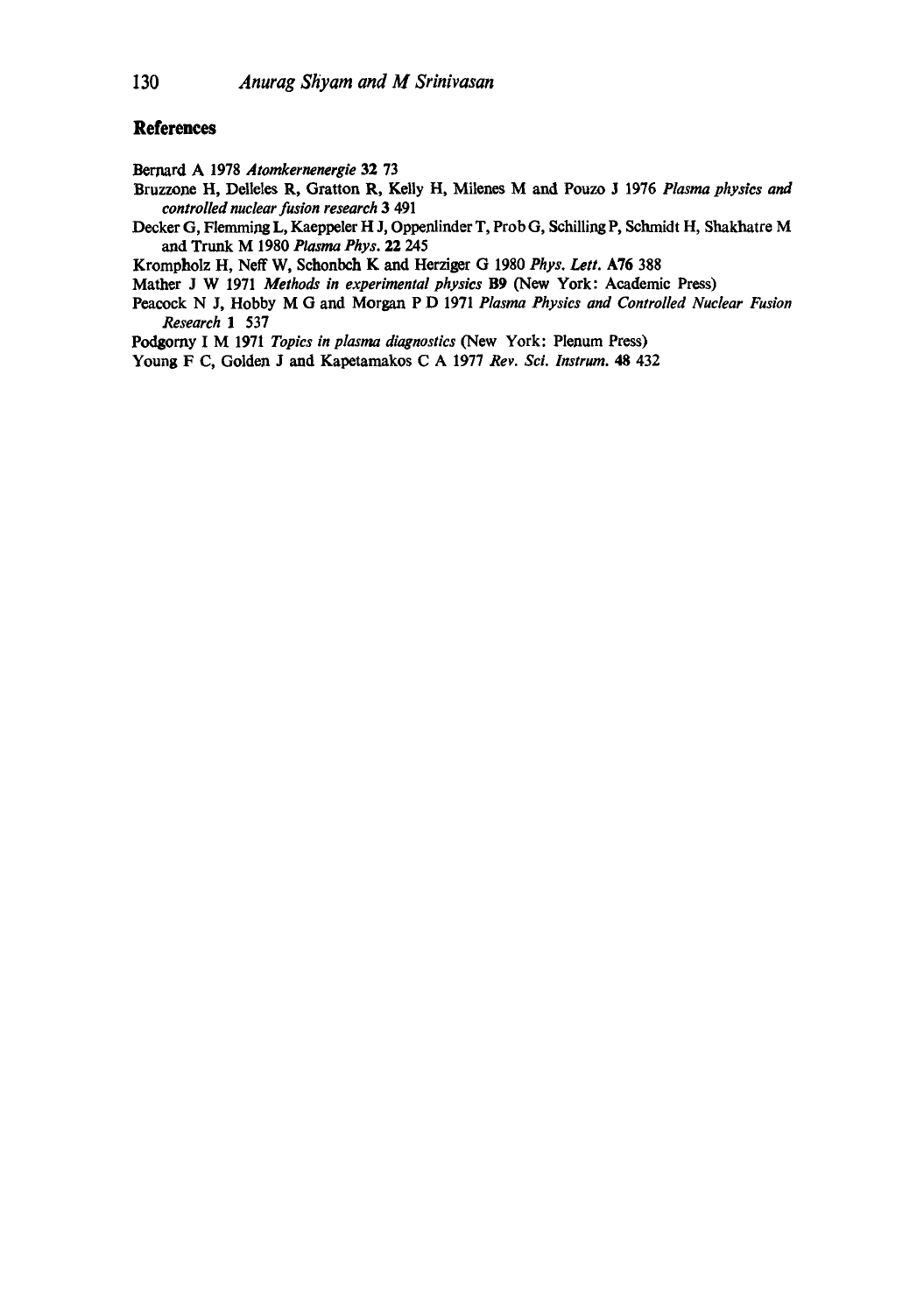## References

Bernard A 1978 *Atomkernenergie* **32** 73

Bruzzone H, Delleles R, Gratton R, Kelly H, Milenes M and Pouzo J 1976 *Plasma physics and controlled nuclear fusion research* **3** 491

Decker G, Flemming L, Kaeppeler H J, Oppenlinder T, Prob G, Schilling P, Schmidt H, Shakhatre M and Trunk M 1980 *Plasma Phys.* **22** 245

Krompholz H, Neff W, Schonbch K and Herziger G 1980 *Phys. Lett.* **A76** 388

Mather J W 1971 *Methods in experimental physics* **B9** (New York: Academic Press)

Peacock N J, Hobby M G and Morgan P D 1971 *Plasma Physics and Controlled Nuclear Fusion Research* **1** 537

Podgorny I M 1971 *Topics in plasma diagnostics* (New York: Plenum Press)

Young F C, Golden J and Kapetamakos C A 1977 *Rev. Sci. Instrum.* **48** 432